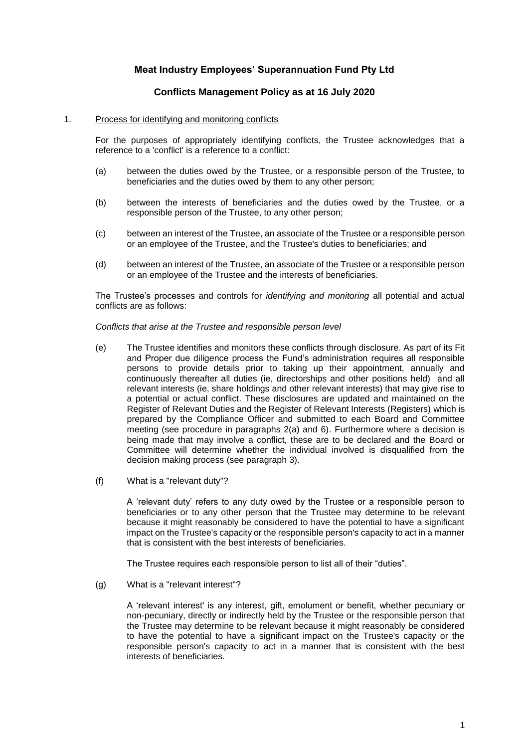**Meat Industry Employees' Superannuation Fund Pty Ltd**

**Conflicts Management Policy as at 16 July 2020**

1. Process for identifying and monitoring conflicts

For the purposes of appropriately identifying conflicts, the Trustee acknowledges that a reference to a 'conflict' is a reference to a conflict:

(a) between the duties owed by the Trustee, or a responsible person of the Trustee, to beneficiaries and the duties owed by them to any other person;

(b) between the interests of beneficiaries and the duties owed by the Trustee, or a responsible person of the Trustee, to any other person;

(c) between an interest of the Trustee, an associate of the Trustee or a responsible person or an employee of the Trustee, and the Trustee's duties to beneficiaries; and

(d) between an interest of the Trustee, an associate of the Trustee or a responsible person or an employee of the Trustee and the interests of beneficiaries.

The Trustee's processes and controls for *identifying and monitoring* all potential and actual conflicts are as follows:

*Conflicts that arise at the Trustee and responsible person level*

(e) The Trustee identifies and monitors these conflicts through disclosure. As part of its Fit and Proper due diligence process the Fund's administration requires all responsible persons to provide details prior to taking up their appointment, annually and continuously thereafter all duties (ie, directorships and other positions held) and all relevant interests (ie, share holdings and other relevant interests) that may give rise to a potential or actual conflict. These disclosures are updated and maintained on the Register of Relevant Duties and the Register of Relevant Interests (Registers) which is prepared by the Compliance Officer and submitted to each Board and Committee meeting (see procedure in paragraphs 2(a) and 6). Furthermore where a decision is being made that may involve a conflict, these are to be declared and the Board or Committee will determine whether the individual involved is disqualified from the decision making process (see paragraph 3).

(f) What is a "relevant duty"?

A 'relevant duty' refers to any duty owed by the Trustee or a responsible person to beneficiaries or to any other person that the Trustee may determine to be relevant because it might reasonably be considered to have the potential to have a significant impact on the Trustee's capacity or the responsible person's capacity to act in a manner that is consistent with the best interests of beneficiaries.

The Trustee requires each responsible person to list all of their "duties".

(g) What is a "relevant interest"?

A 'relevant interest' is any interest, gift, emolument or benefit, whether pecuniary or non-pecuniary, directly or indirectly held by the Trustee or the responsible person that the Trustee may determine to be relevant because it might reasonably be considered to have the potential to have a significant impact on the Trustee's capacity or the responsible person's capacity to act in a manner that is consistent with the best interests of beneficiaries.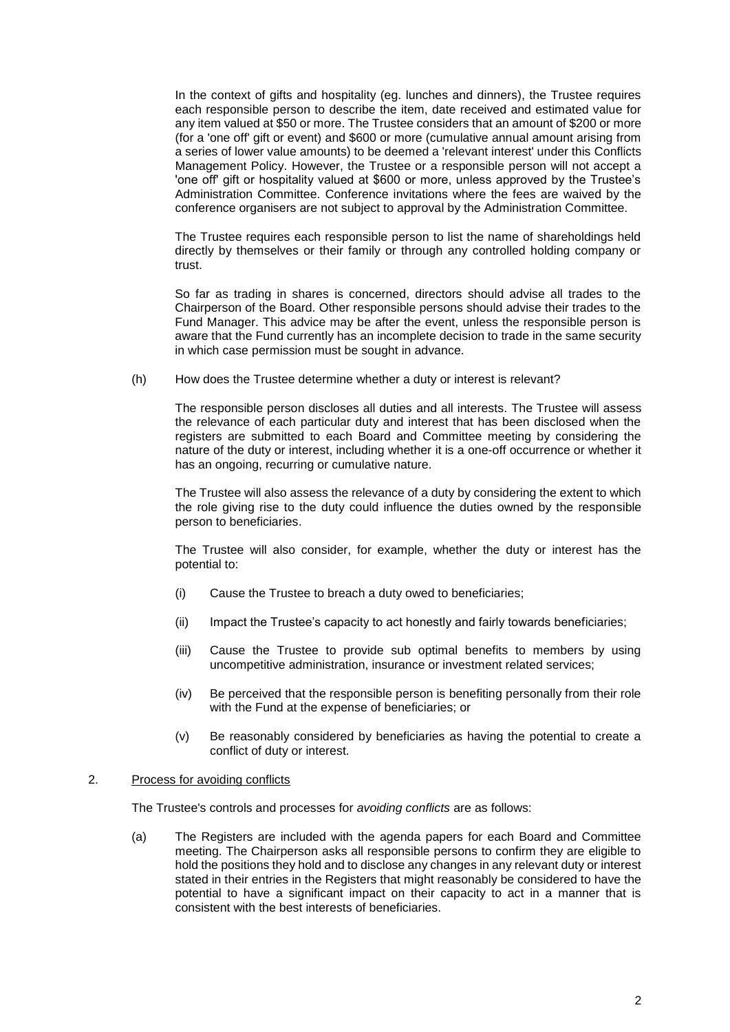In the context of gifts and hospitality (eg. lunches and dinners), the Trustee requires each responsible person to describe the item, date received and estimated value for any item valued at $50 or more. The Trustee considers that an amount of $200 or more (for a 'one off' gift or event) and $600 or more (cumulative annual amount arising from a series of lower value amounts) to be deemed a 'relevant interest' under this Conflicts Management Policy. However, the Trustee or a responsible person will not accept a 'one off' gift or hospitality valued at $600 or more, unless approved by the Trustee's Administration Committee. Conference invitations where the fees are waived by the conference organisers are not subject to approval by the Administration Committee.

The Trustee requires each responsible person to list the name of shareholdings held directly by themselves or their family or through any controlled holding company or trust.

So far as trading in shares is concerned, directors should advise all trades to the Chairperson of the Board. Other responsible persons should advise their trades to the Fund Manager. This advice may be after the event, unless the responsible person is aware that the Fund currently has an incomplete decision to trade in the same security in which case permission must be sought in advance.

(h) How does the Trustee determine whether a duty or interest is relevant?

The responsible person discloses all duties and all interests. The Trustee will assess the relevance of each particular duty and interest that has been disclosed when the registers are submitted to each Board and Committee meeting by considering the nature of the duty or interest, including whether it is a one-off occurrence or whether it has an ongoing, recurring or cumulative nature.

The Trustee will also assess the relevance of a duty by considering the extent to which the role giving rise to the duty could influence the duties owned by the responsible person to beneficiaries.

The Trustee will also consider, for example, whether the duty or interest has the potential to:

(i) Cause the Trustee to breach a duty owed to beneficiaries;

(ii) Impact the Trustee's capacity to act honestly and fairly towards beneficiaries;

(iii) Cause the Trustee to provide sub optimal benefits to members by using uncompetitive administration, insurance or investment related services;

(iv) Be perceived that the responsible person is benefiting personally from their role with the Fund at the expense of beneficiaries; or

(v) Be reasonably considered by beneficiaries as having the potential to create a conflict of duty or interest.

2. <u>Process for avoiding conflicts</u>

The Trustee's controls and processes for *avoiding conflicts* are as follows:

(a) The Registers are included with the agenda papers for each Board and Committee meeting. The Chairperson asks all responsible persons to confirm they are eligible to hold the positions they hold and to disclose any changes in any relevant duty or interest stated in their entries in the Registers that might reasonably be considered to have the potential to have a significant impact on their capacity to act in a manner that is consistent with the best interests of beneficiaries.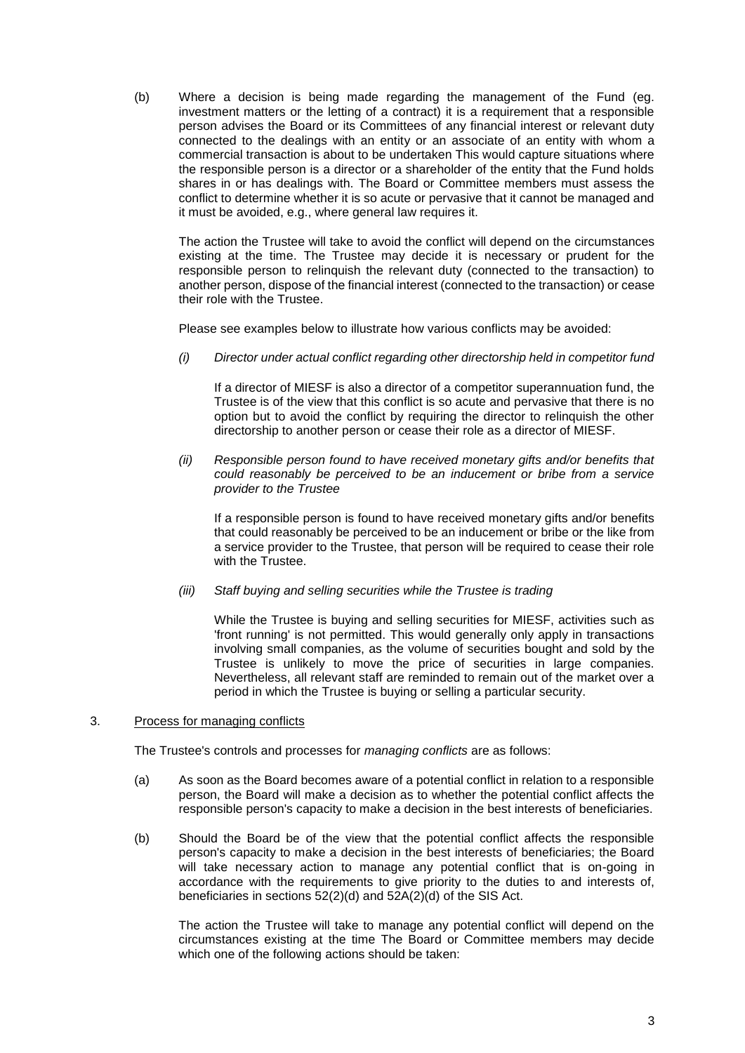(b) Where a decision is being made regarding the management of the Fund (eg. investment matters or the letting of a contract) it is a requirement that a responsible person advises the Board or its Committees of any financial interest or relevant duty connected to the dealings with an entity or an associate of an entity with whom a commercial transaction is about to be undertaken This would capture situations where the responsible person is a director or a shareholder of the entity that the Fund holds shares in or has dealings with. The Board or Committee members must assess the conflict to determine whether it is so acute or pervasive that it cannot be managed and it must be avoided, e.g., where general law requires it.

The action the Trustee will take to avoid the conflict will depend on the circumstances existing at the time. The Trustee may decide it is necessary or prudent for the responsible person to relinquish the relevant duty (connected to the transaction) to another person, dispose of the financial interest (connected to the transaction) or cease their role with the Trustee.

Please see examples below to illustrate how various conflicts may be avoided:

(i) *Director under actual conflict regarding other directorship held in competitor fund*

If a director of MIESF is also a director of a competitor superannuation fund, the Trustee is of the view that this conflict is so acute and pervasive that there is no option but to avoid the conflict by requiring the director to relinquish the other directorship to another person or cease their role as a director of MIESF.

(ii) *Responsible person found to have received monetary gifts and/or benefits that could reasonably be perceived to be an inducement or bribe from a service provider to the Trustee*

If a responsible person is found to have received monetary gifts and/or benefits that could reasonably be perceived to be an inducement or bribe or the like from a service provider to the Trustee, that person will be required to cease their role with the Trustee.

(iii) *Staff buying and selling securities while the Trustee is trading*

While the Trustee is buying and selling securities for MIESF, activities such as 'front running' is not permitted. This would generally only apply in transactions involving small companies, as the volume of securities bought and sold by the Trustee is unlikely to move the price of securities in large companies. Nevertheless, all relevant staff are reminded to remain out of the market over a period in which the Trustee is buying or selling a particular security.

3. Process for managing conflicts

The Trustee's controls and processes for *managing conflicts* are as follows:

(a) As soon as the Board becomes aware of a potential conflict in relation to a responsible person, the Board will make a decision as to whether the potential conflict affects the responsible person's capacity to make a decision in the best interests of beneficiaries.

(b) Should the Board be of the view that the potential conflict affects the responsible person's capacity to make a decision in the best interests of beneficiaries; the Board will take necessary action to manage any potential conflict that is on-going in accordance with the requirements to give priority to the duties to and interests of, beneficiaries in sections 52(2)(d) and 52A(2)(d) of the SIS Act.

The action the Trustee will take to manage any potential conflict will depend on the circumstances existing at the time The Board or Committee members may decide which one of the following actions should be taken: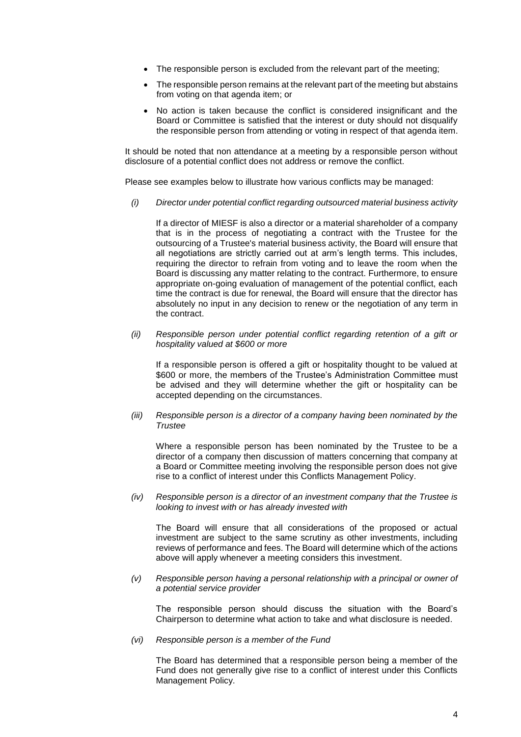- The responsible person is excluded from the relevant part of the meeting;
- The responsible person remains at the relevant part of the meeting but abstains from voting on that agenda item; or
- No action is taken because the conflict is considered insignificant and the Board or Committee is satisfied that the interest or duty should not disqualify the responsible person from attending or voting in respect of that agenda item.

It should be noted that non attendance at a meeting by a responsible person without disclosure of a potential conflict does not address or remove the conflict.

Please see examples below to illustrate how various conflicts may be managed:

*(i) Director under potential conflict regarding outsourced material business activity*

If a director of MIESF is also a director or a material shareholder of a company that is in the process of negotiating a contract with the Trustee for the outsourcing of a Trustee's material business activity, the Board will ensure that all negotiations are strictly carried out at arm's length terms. This includes, requiring the director to refrain from voting and to leave the room when the Board is discussing any matter relating to the contract. Furthermore, to ensure appropriate on-going evaluation of management of the potential conflict, each time the contract is due for renewal, the Board will ensure that the director has absolutely no input in any decision to renew or the negotiation of any term in the contract.

*(ii) Responsible person under potential conflict regarding retention of a gift or hospitality valued at $600 or more*

If a responsible person is offered a gift or hospitality thought to be valued at $600 or more, the members of the Trustee's Administration Committee must be advised and they will determine whether the gift or hospitality can be accepted depending on the circumstances.

*(iii) Responsible person is a director of a company having been nominated by the Trustee*

Where a responsible person has been nominated by the Trustee to be a director of a company then discussion of matters concerning that company at a Board or Committee meeting involving the responsible person does not give rise to a conflict of interest under this Conflicts Management Policy.

*(iv) Responsible person is a director of an investment company that the Trustee is looking to invest with or has already invested with*

The Board will ensure that all considerations of the proposed or actual investment are subject to the same scrutiny as other investments, including reviews of performance and fees. The Board will determine which of the actions above will apply whenever a meeting considers this investment.

*(v) Responsible person having a personal relationship with a principal or owner of a potential service provider*

The responsible person should discuss the situation with the Board's Chairperson to determine what action to take and what disclosure is needed.

*(vi) Responsible person is a member of the Fund*

The Board has determined that a responsible person being a member of the Fund does not generally give rise to a conflict of interest under this Conflicts Management Policy.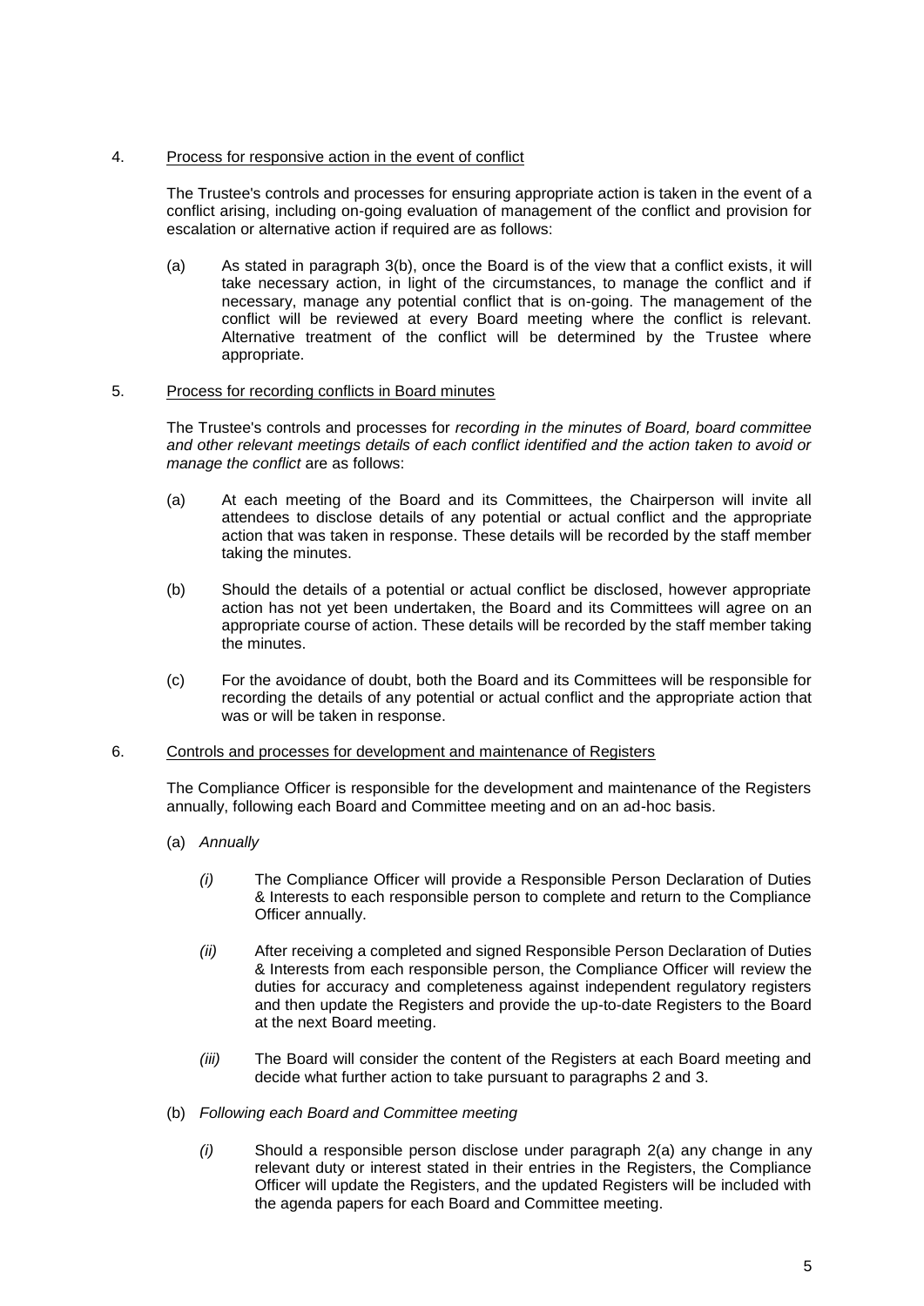4. Process for responsive action in the event of conflict

The Trustee's controls and processes for ensuring appropriate action is taken in the event of a conflict arising, including on-going evaluation of management of the conflict and provision for escalation or alternative action if required are as follows:

(a) As stated in paragraph 3(b), once the Board is of the view that a conflict exists, it will take necessary action, in light of the circumstances, to manage the conflict and if necessary, manage any potential conflict that is on-going. The management of the conflict will be reviewed at every Board meeting where the conflict is relevant. Alternative treatment of the conflict will be determined by the Trustee where appropriate.

5. Process for recording conflicts in Board minutes

The Trustee's controls and processes for *recording in the minutes of Board, board committee and other relevant meetings details of each conflict identified and the action taken to avoid or manage the conflict* are as follows:

(a) At each meeting of the Board and its Committees, the Chairperson will invite all attendees to disclose details of any potential or actual conflict and the appropriate action that was taken in response. These details will be recorded by the staff member taking the minutes.

(b) Should the details of a potential or actual conflict be disclosed, however appropriate action has not yet been undertaken, the Board and its Committees will agree on an appropriate course of action. These details will be recorded by the staff member taking the minutes.

(c) For the avoidance of doubt, both the Board and its Committees will be responsible for recording the details of any potential or actual conflict and the appropriate action that was or will be taken in response.

6. Controls and processes for development and maintenance of Registers

The Compliance Officer is responsible for the development and maintenance of the Registers annually, following each Board and Committee meeting and on an ad-hoc basis.

(a) *Annually*

*(i)* The Compliance Officer will provide a Responsible Person Declaration of Duties & Interests to each responsible person to complete and return to the Compliance Officer annually.

*(ii)* After receiving a completed and signed Responsible Person Declaration of Duties & Interests from each responsible person, the Compliance Officer will review the duties for accuracy and completeness against independent regulatory registers and then update the Registers and provide the up-to-date Registers to the Board at the next Board meeting.

*(iii)* The Board will consider the content of the Registers at each Board meeting and decide what further action to take pursuant to paragraphs 2 and 3.

(b) *Following each Board and Committee meeting*

*(i)* Should a responsible person disclose under paragraph 2(a) any change in any relevant duty or interest stated in their entries in the Registers, the Compliance Officer will update the Registers, and the updated Registers will be included with the agenda papers for each Board and Committee meeting.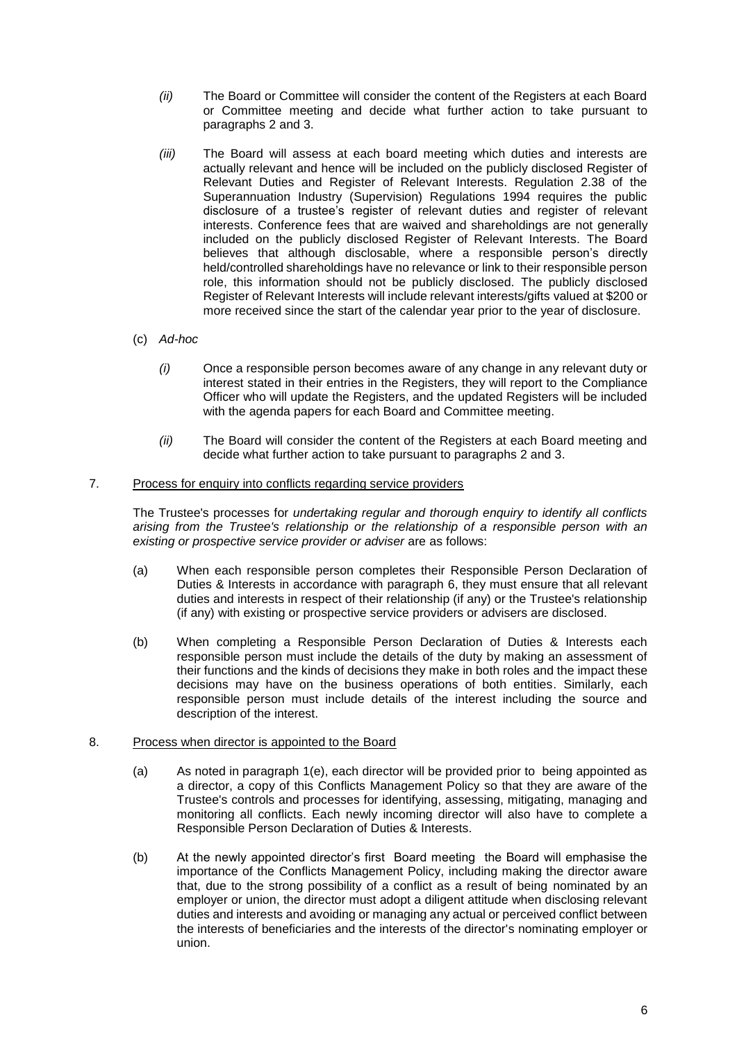*(ii)* The Board or Committee will consider the content of the Registers at each Board or Committee meeting and decide what further action to take pursuant to paragraphs 2 and 3.

*(iii)* The Board will assess at each board meeting which duties and interests are actually relevant and hence will be included on the publicly disclosed Register of Relevant Duties and Register of Relevant Interests. Regulation 2.38 of the Superannuation Industry (Supervision) Regulations 1994 requires the public disclosure of a trustee's register of relevant duties and register of relevant interests. Conference fees that are waived and shareholdings are not generally included on the publicly disclosed Register of Relevant Interests. The Board believes that although disclosable, where a responsible person's directly held/controlled shareholdings have no relevance or link to their responsible person role, this information should not be publicly disclosed. The publicly disclosed Register of Relevant Interests will include relevant interests/gifts valued at $200 or more received since the start of the calendar year prior to the year of disclosure.

(c) *Ad-hoc*

*(i)* Once a responsible person becomes aware of any change in any relevant duty or interest stated in their entries in the Registers, they will report to the Compliance Officer who will update the Registers, and the updated Registers will be included with the agenda papers for each Board and Committee meeting.

*(ii)* The Board will consider the content of the Registers at each Board meeting and decide what further action to take pursuant to paragraphs 2 and 3.

7. <u>Process for enquiry into conflicts regarding service providers</u>

The Trustee's processes for *undertaking regular and thorough enquiry to identify all conflicts arising from the Trustee's relationship or the relationship of a responsible person with an existing or prospective service provider or adviser* are as follows:

(a) When each responsible person completes their Responsible Person Declaration of Duties & Interests in accordance with paragraph 6, they must ensure that all relevant duties and interests in respect of their relationship (if any) or the Trustee's relationship (if any) with existing or prospective service providers or advisers are disclosed.

(b) When completing a Responsible Person Declaration of Duties & Interests each responsible person must include the details of the duty by making an assessment of their functions and the kinds of decisions they make in both roles and the impact these decisions may have on the business operations of both entities. Similarly, each responsible person must include details of the interest including the source and description of the interest.

8. <u>Process when director is appointed to the Board</u>

(a) As noted in paragraph 1(e), each director will be provided prior to being appointed as a director, a copy of this Conflicts Management Policy so that they are aware of the Trustee's controls and processes for identifying, assessing, mitigating, managing and monitoring all conflicts. Each newly incoming director will also have to complete a Responsible Person Declaration of Duties & Interests.

(b) At the newly appointed director's first Board meeting the Board will emphasise the importance of the Conflicts Management Policy, including making the director aware that, due to the strong possibility of a conflict as a result of being nominated by an employer or union, the director must adopt a diligent attitude when disclosing relevant duties and interests and avoiding or managing any actual or perceived conflict between the interests of beneficiaries and the interests of the director's nominating employer or union.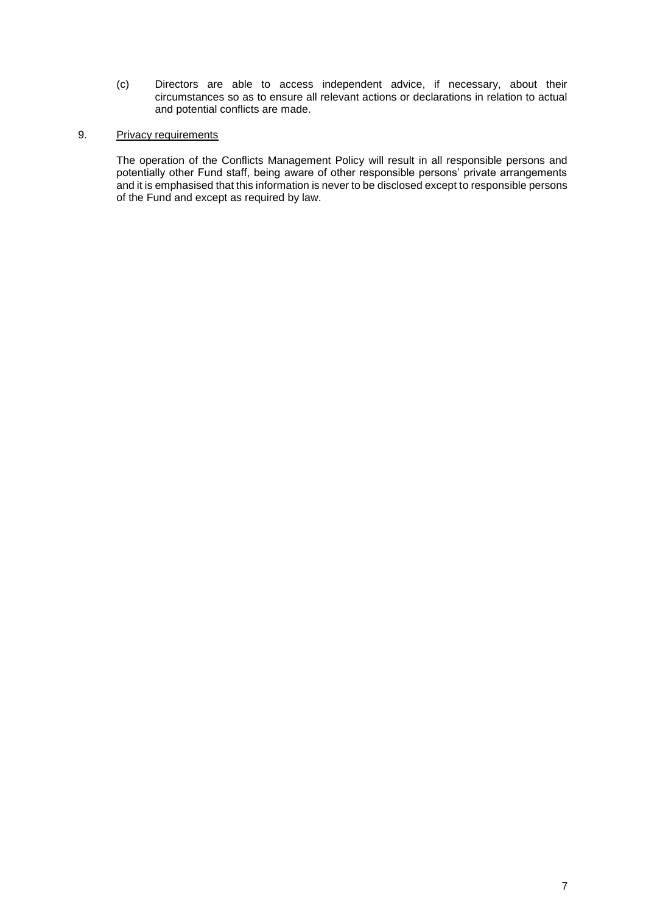(c) Directors are able to access independent advice, if necessary, about their circumstances so as to ensure all relevant actions or declarations in relation to actual and potential conflicts are made.

9. <u>Privacy requirements</u>

The operation of the Conflicts Management Policy will result in all responsible persons and potentially other Fund staff, being aware of other responsible persons' private arrangements and it is emphasised that this information is never to be disclosed except to responsible persons of the Fund and except as required by law.